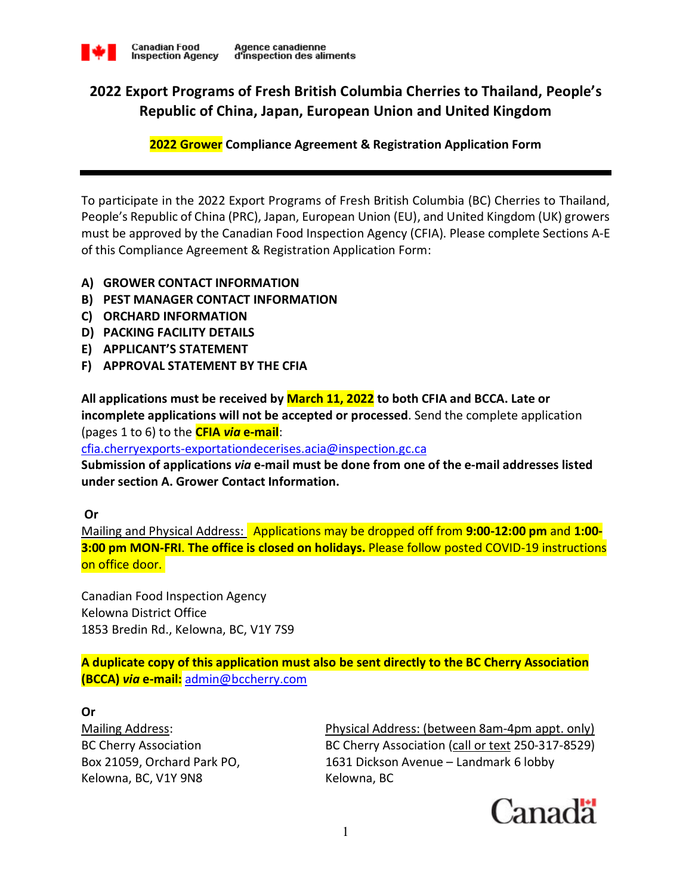Canadian Food Inspection Agency / Agence canadienne d'inspection des aliments

# 2022 Export Programs of Fresh British Columbia Cherries to Thailand, People's Republic of China, Japan, European Union and United Kingdom

## 2022 Grower Compliance Agreement & Registration Application Form

To participate in the 2022 Export Programs of Fresh British Columbia (BC) Cherries to Thailand, People's Republic of China (PRC), Japan, European Union (EU), and United Kingdom (UK) growers must be approved by the Canadian Food Inspection Agency (CFIA). Please complete Sections A-E of this Compliance Agreement & Registration Application Form:

- **A) GROWER CONTACT INFORMATION**
- **B) PEST MANAGER CONTACT INFORMATION**
- **C) ORCHARD INFORMATION**
- **D) PACKING FACILITY DETAILS**
- **E) APPLICANT'S STATEMENT**
- **F) APPROVAL STATEMENT BY THE CFIA**

**All applications must be received by March 11, 2022 to both CFIA and BCCA. Late or incomplete applications will not be accepted or processed**. Send the complete application (pages 1 to 6) to the **CFIA *via* e-mail**:
cfia.cherryexports-exportationdecerises.acia@inspection.gc.ca
**Submission of applications *via* e-mail must be done from one of the e-mail addresses listed under section A. Grower Contact Information.**

**Or**

Mailing and Physical Address: Applications may be dropped off from **9:00-12:00 pm** and **1:00-3:00 pm MON-FRI**. **The office is closed on holidays.** Please follow posted COVID-19 instructions on office door.

Canadian Food Inspection Agency
Kelowna District Office
1853 Bredin Rd., Kelowna, BC, V1Y 7S9

**A duplicate copy of this application must also be sent directly to the BC Cherry Association (BCCA) *via* e-mail:** admin@bccherry.com

**Or**

Mailing Address:
BC Cherry Association
Box 21059, Orchard Park PO,
Kelowna, BC, V1Y 9N8

Physical Address: (between 8am-4pm appt. only)
BC Cherry Association (call or text 250-317-8529)
1631 Dickson Avenue – Landmark 6 lobby
Kelowna, BC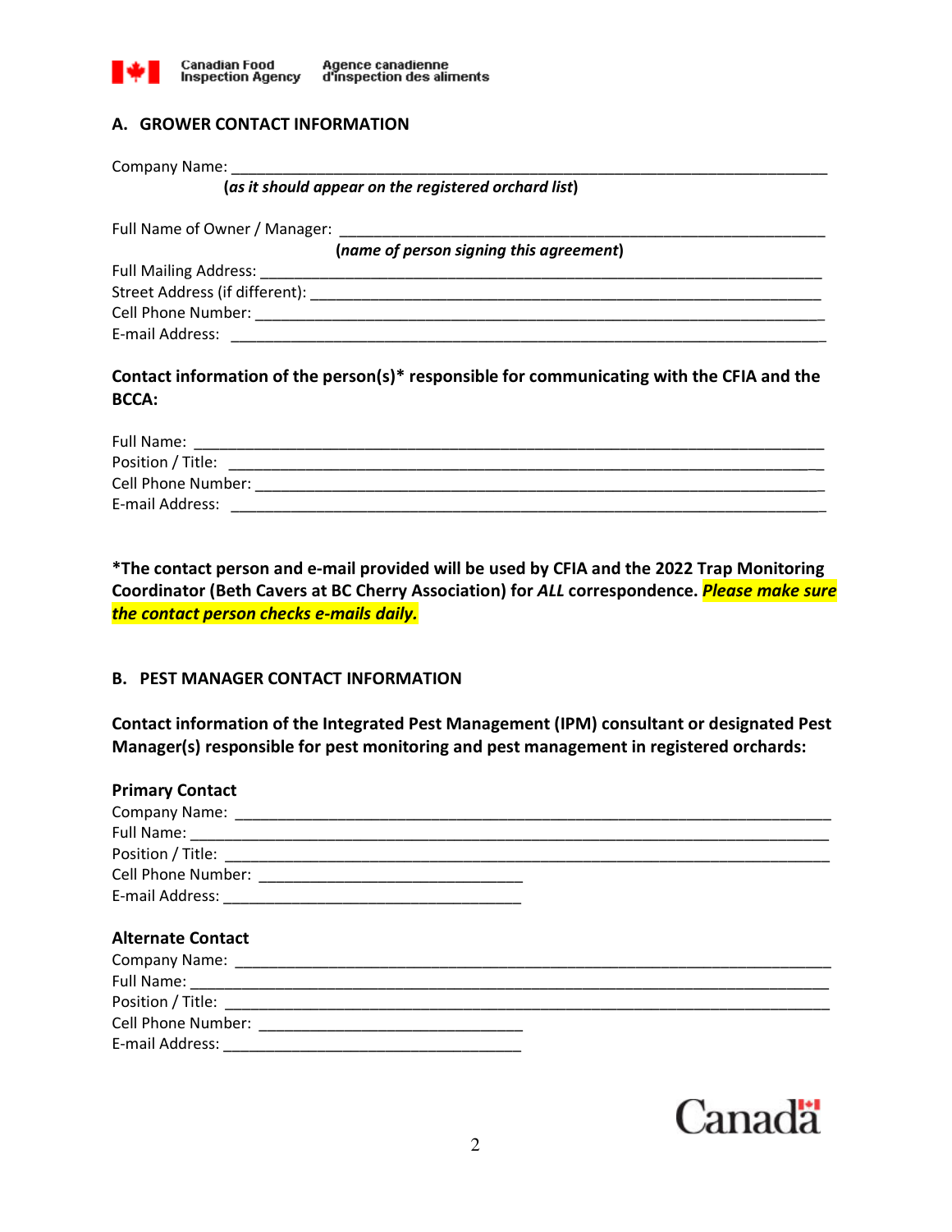## A. GROWER CONTACT INFORMATION

Company Name: ________________________________________________________________________
(*as it should appear on the registered orchard list*)

Full Name of Owner / Manager: ________________________________________________________
(*name of person signing this agreement*)

Full Mailing Address: ________________________________________________________________
Street Address (if different): ________________________________________________________
Cell Phone Number: __________________________________________________________________
E-mail Address: _____________________________________________________________________

**Contact information of the person(s)* responsible for communicating with the CFIA and the BCCA:**

Full Name: _________________________________________________________________________
Position / Title: _____________________________________________________________________
Cell Phone Number: __________________________________________________________________
E-mail Address: _____________________________________________________________________

***The contact person and e-mail provided will be used by CFIA and the 2022 Trap Monitoring Coordinator (Beth Cavers at BC Cherry Association) for *ALL* correspondence. *Please make sure the contact person checks e-mails daily.***

## B. PEST MANAGER CONTACT INFORMATION

**Contact information of the Integrated Pest Management (IPM) consultant or designated Pest Manager(s) responsible for pest monitoring and pest management in registered orchards:**

### Primary Contact

Company Name: ______________________________________________________________________
Full Name: _________________________________________________________________________
Position / Title: _____________________________________________________________________
Cell Phone Number: ______________________________
E-mail Address: __________________________________

### Alternate Contact

Company Name: ______________________________________________________________________
Full Name: _________________________________________________________________________
Position / Title: _____________________________________________________________________
Cell Phone Number: ______________________________
E-mail Address: __________________________________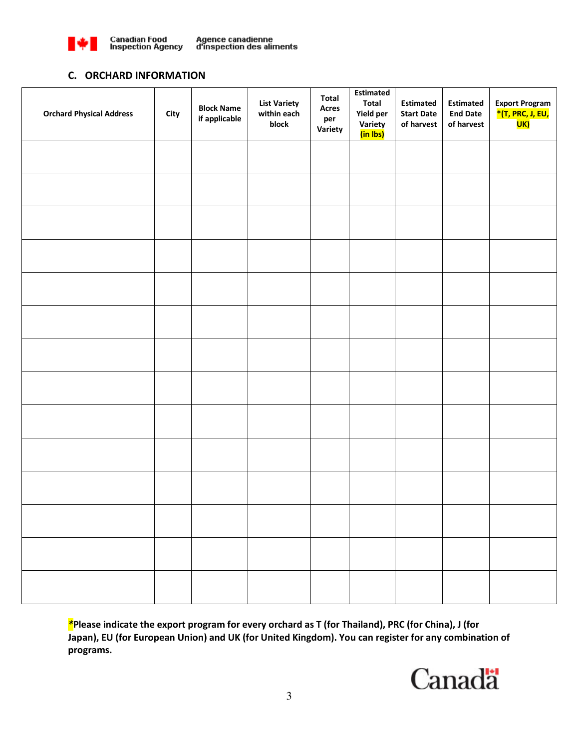## C. ORCHARD INFORMATION

| Orchard Physical Address | City | Block Name if applicable | List Variety within each block | Total Acres per Variety | Estimated Total Yield per Variety (in lbs) | Estimated Start Date of harvest | Estimated End Date of harvest | Export Program *(T, PRC, J, EU, UK) |
|---|---|---|---|---|---|---|---|---|
| | | | | | | | | |
| | | | | | | | | |
| | | | | | | | | |
| | | | | | | | | |
| | | | | | | | | |
| | | | | | | | | |
| | | | | | | | | |
| | | | | | | | | |
| | | | | | | | | |
| | | | | | | | | |
| | | | | | | | | |
| | | | | | | | | |
| | | | | | | | | |
| | | | | | | | | |

***Please indicate the export program for every orchard as T (for Thailand), PRC (for China), J (for Japan), EU (for European Union) and UK (for United Kingdom). You can register for any combination of programs.**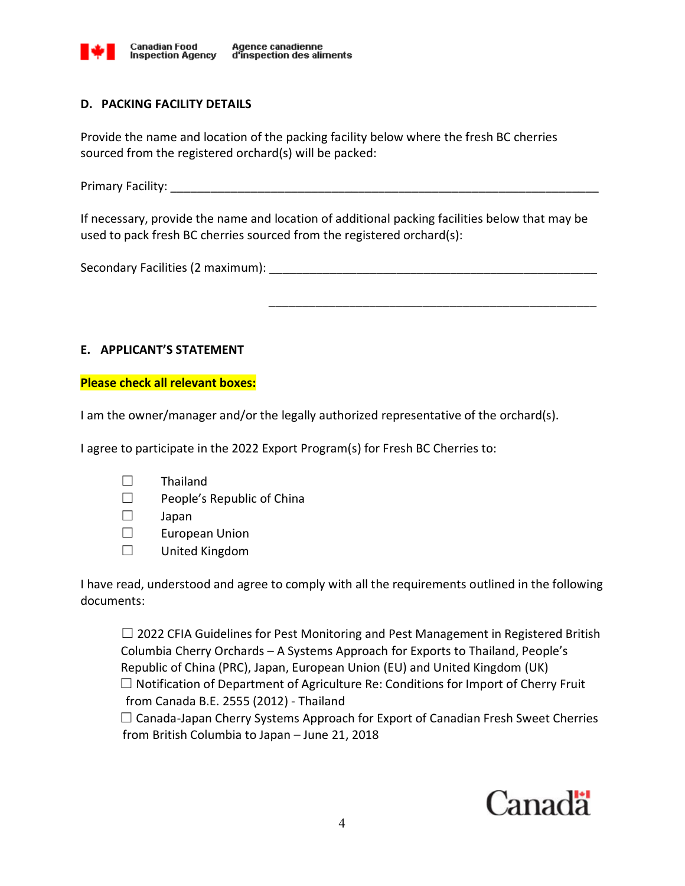## D. PACKING FACILITY DETAILS

Provide the name and location of the packing facility below where the fresh BC cherries sourced from the registered orchard(s) will be packed:

Primary Facility: ______________________________________________________________

If necessary, provide the name and location of additional packing facilities below that may be used to pack fresh BC cherries sourced from the registered orchard(s):

Secondary Facilities (2 maximum): ______________________________________________

______________________________________________

## E. APPLICANT'S STATEMENT

**Please check all relevant boxes:**

I am the owner/manager and/or the legally authorized representative of the orchard(s).

I agree to participate in the 2022 Export Program(s) for Fresh BC Cherries to:

- ☐ Thailand
- ☐ People's Republic of China
- ☐ Japan
- ☐ European Union
- ☐ United Kingdom

I have read, understood and agree to comply with all the requirements outlined in the following documents:

- ☐ 2022 CFIA Guidelines for Pest Monitoring and Pest Management in Registered British Columbia Cherry Orchards – A Systems Approach for Exports to Thailand, People's Republic of China (PRC), Japan, European Union (EU) and United Kingdom (UK)
- ☐ Notification of Department of Agriculture Re: Conditions for Import of Cherry Fruit from Canada B.E. 2555 (2012) - Thailand
- ☐ Canada-Japan Cherry Systems Approach for Export of Canadian Fresh Sweet Cherries from British Columbia to Japan – June 21, 2018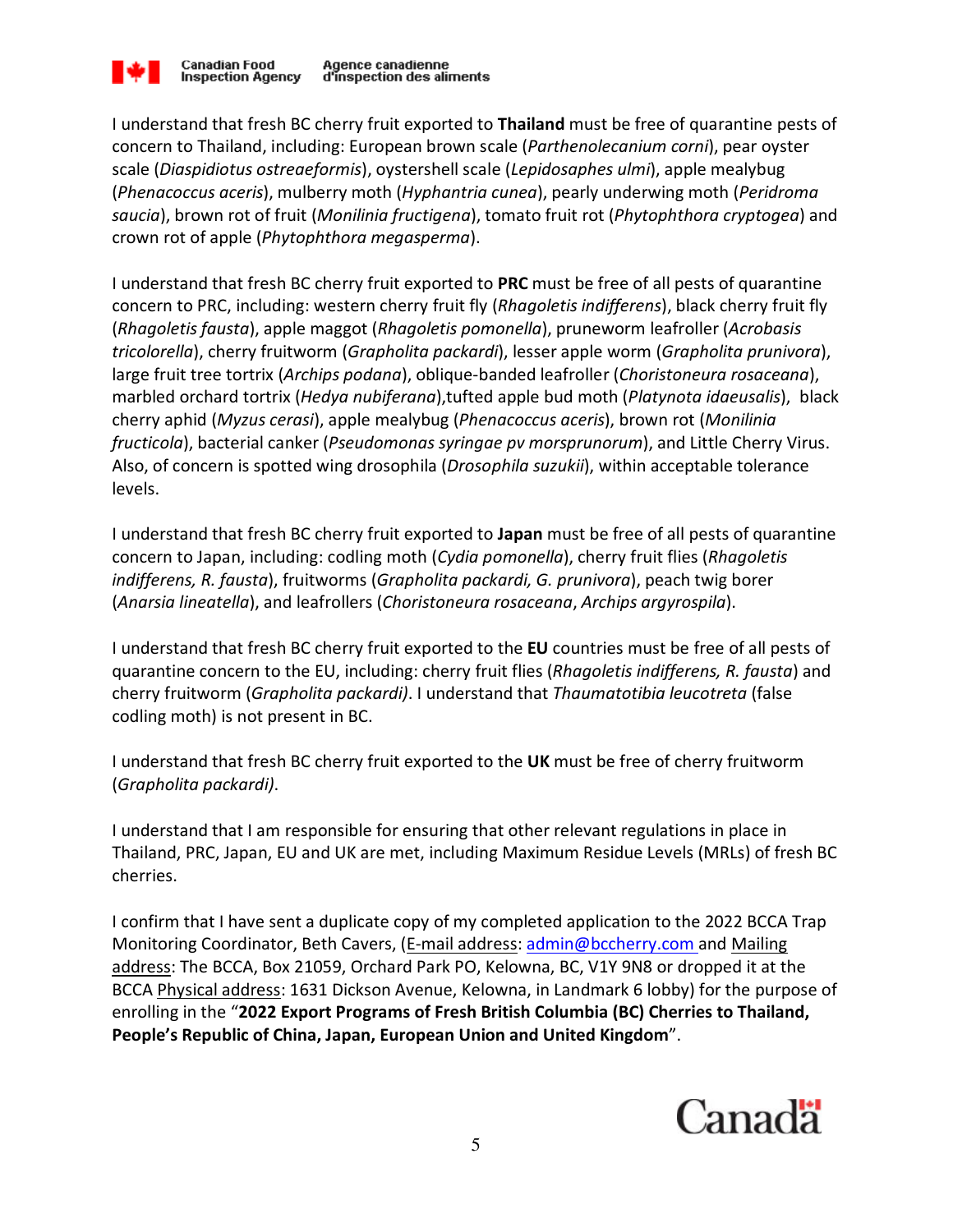I understand that fresh BC cherry fruit exported to **Thailand** must be free of quarantine pests of concern to Thailand, including: European brown scale (*Parthenolecanium corni*), pear oyster scale (*Diaspidiotus ostreaeformis*), oystershell scale (*Lepidosaphes ulmi*), apple mealybug (*Phenacoccus aceris*), mulberry moth (*Hyphantria cunea*), pearly underwing moth (*Peridroma saucia*), brown rot of fruit (*Monilinia fructigena*), tomato fruit rot (*Phytophthora cryptogea*) and crown rot of apple (*Phytophthora megasperma*).

I understand that fresh BC cherry fruit exported to **PRC** must be free of all pests of quarantine concern to PRC, including: western cherry fruit fly (*Rhagoletis indifferens*), black cherry fruit fly (*Rhagoletis fausta*), apple maggot (*Rhagoletis pomonella*), pruneworm leafroller (*Acrobasis tricolorella*), cherry fruitworm (*Grapholita packardi*), lesser apple worm (*Grapholita prunivora*), large fruit tree tortrix (*Archips podana*), oblique-banded leafroller (*Choristoneura rosaceana*), marbled orchard tortrix (*Hedya nubiferana*),tufted apple bud moth (*Platynota idaeusalis*), black cherry aphid (*Myzus cerasi*), apple mealybug (*Phenacoccus aceris*), brown rot (*Monilinia fructicola*), bacterial canker (*Pseudomonas syringae pv morsprunorum*), and Little Cherry Virus. Also, of concern is spotted wing drosophila (*Drosophila suzukii*), within acceptable tolerance levels.

I understand that fresh BC cherry fruit exported to **Japan** must be free of all pests of quarantine concern to Japan, including: codling moth (*Cydia pomonella*), cherry fruit flies (*Rhagoletis indifferens, R. fausta*), fruitworms (*Grapholita packardi, G. prunivora*), peach twig borer (*Anarsia lineatella*), and leafrollers (*Choristoneura rosaceana*, *Archips argyrospila*).

I understand that fresh BC cherry fruit exported to the **EU** countries must be free of all pests of quarantine concern to the EU, including: cherry fruit flies (*Rhagoletis indifferens, R. fausta*) and cherry fruitworm (*Grapholita packardi)*. I understand that *Thaumatotibia leucotreta* (false codling moth) is not present in BC.

I understand that fresh BC cherry fruit exported to the **UK** must be free of cherry fruitworm (*Grapholita packardi)*.

I understand that I am responsible for ensuring that other relevant regulations in place in Thailand, PRC, Japan, EU and UK are met, including Maximum Residue Levels (MRLs) of fresh BC cherries.

I confirm that I have sent a duplicate copy of my completed application to the 2022 BCCA Trap Monitoring Coordinator, Beth Cavers, (E-mail address: admin@bccherry.com and Mailing address: The BCCA, Box 21059, Orchard Park PO, Kelowna, BC, V1Y 9N8 or dropped it at the BCCA Physical address: 1631 Dickson Avenue, Kelowna, in Landmark 6 lobby) for the purpose of enrolling in the "**2022 Export Programs of Fresh British Columbia (BC) Cherries to Thailand, People's Republic of China, Japan, European Union and United Kingdom**".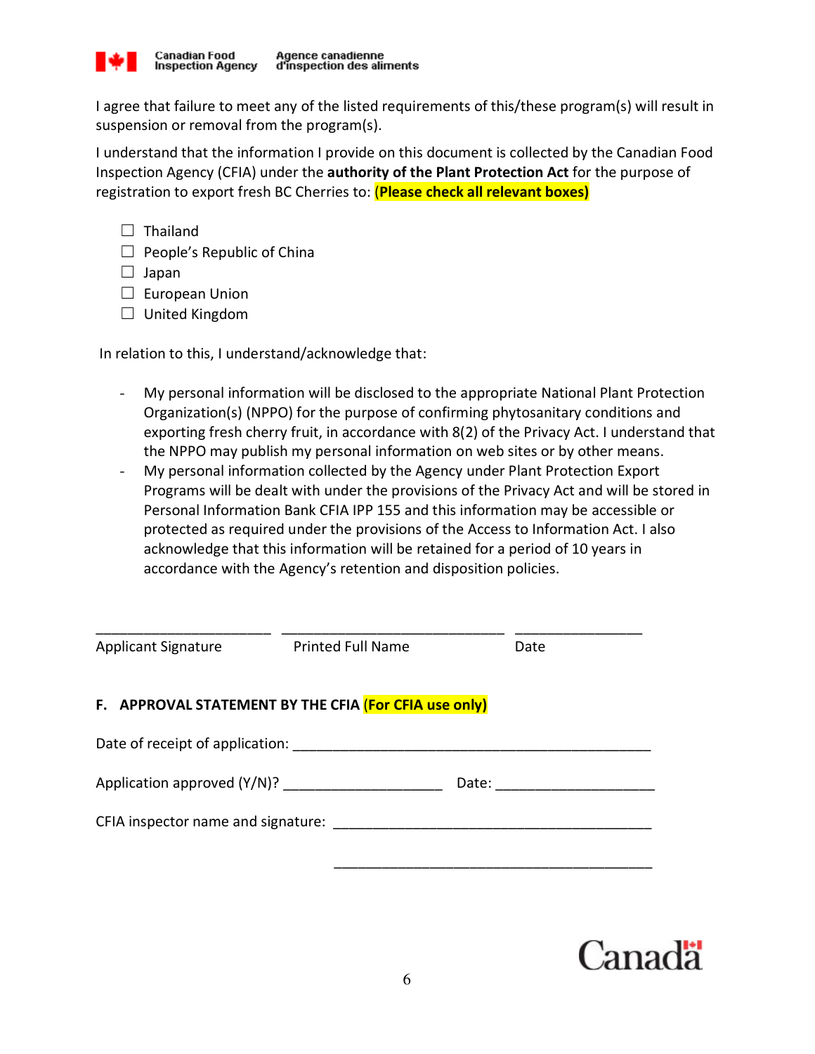I agree that failure to meet any of the listed requirements of this/these program(s) will result in suspension or removal from the program(s).

I understand that the information I provide on this document is collected by the Canadian Food Inspection Agency (CFIA) under the **authority of the Plant Protection Act** for the purpose of registration to export fresh BC Cherries to: **(Please check all relevant boxes)**

- ☐ Thailand
- ☐ People's Republic of China
- ☐ Japan
- ☐ European Union
- ☐ United Kingdom

In relation to this, I understand/acknowledge that:

- My personal information will be disclosed to the appropriate National Plant Protection Organization(s) (NPPO) for the purpose of confirming phytosanitary conditions and exporting fresh cherry fruit, in accordance with 8(2) of the Privacy Act. I understand that the NPPO may publish my personal information on web sites or by other means.
- My personal information collected by the Agency under Plant Protection Export Programs will be dealt with under the provisions of the Privacy Act and will be stored in Personal Information Bank CFIA IPP 155 and this information may be accessible or protected as required under the provisions of the Access to Information Act. I also acknowledge that this information will be retained for a period of 10 years in accordance with the Agency's retention and disposition policies.

______________________ ____________________________ ________________

Applicant Signature Printed Full Name Date

## F. APPROVAL STATEMENT BY THE CFIA (For CFIA use only)

Date of receipt of application: _____________________________________________

Application approved (Y/N)? ____________________ Date: ____________________

CFIA inspector name and signature: ________________________________________

________________________________________